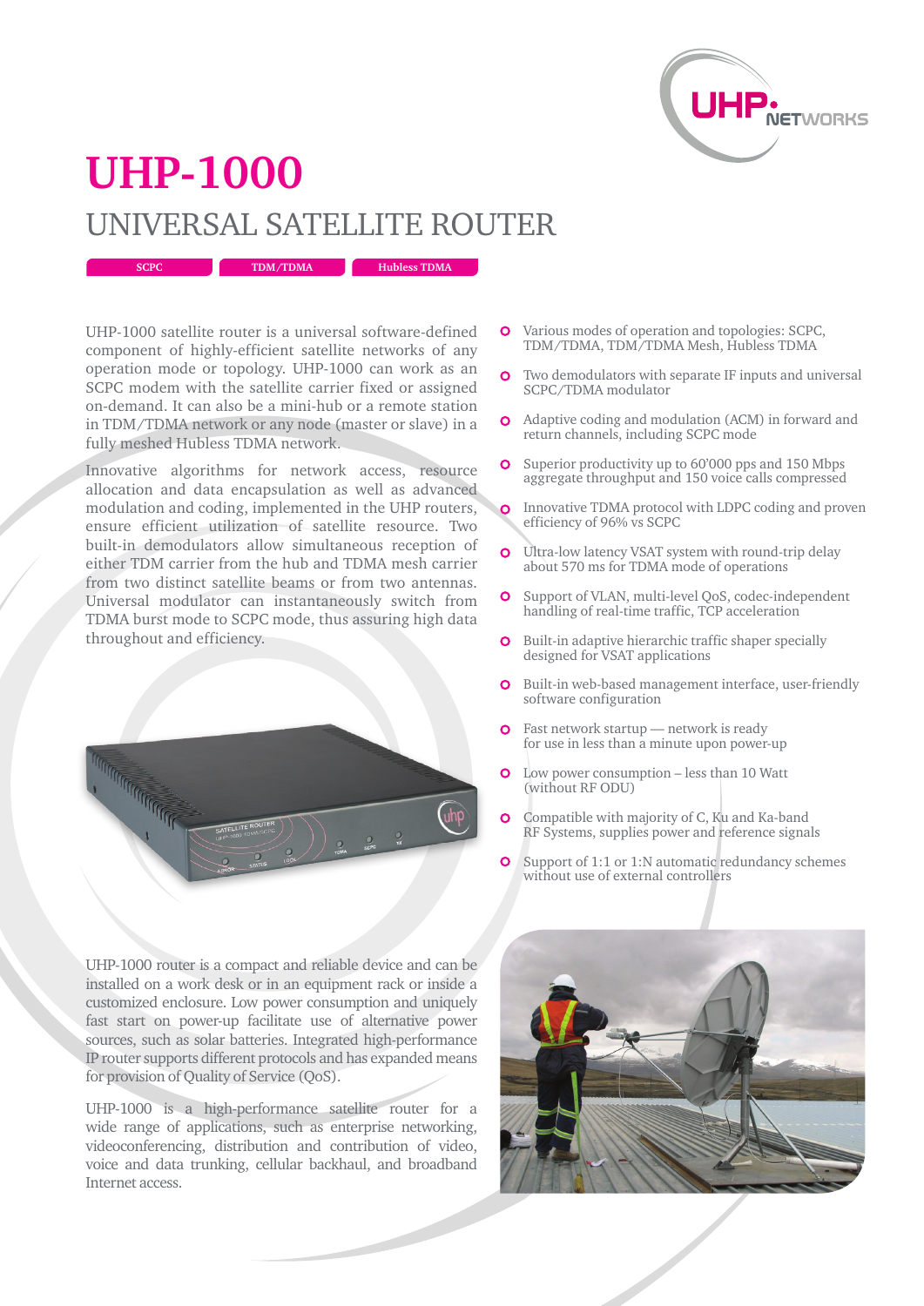# UHP-1000

## UNIVERSAL SATELLITE ROUTER

SCPC | TDM/TDMA | Hubless TDMA

UHP-1000 satellite router is a universal software-defined component of highly-efficient satellite networks of any operation mode or topology. UHP-1000 can work as an SCPC modem with the satellite carrier fixed or assigned on-demand. It can also be a mini-hub or a remote station in TDM/TDMA network or any node (master or slave) in a fully meshed Hubless TDMA network.

Innovative algorithms for network access, resource allocation and data encapsulation as well as advanced modulation and coding, implemented in the UHP routers, ensure efficient utilization of satellite resource. Two built-in demodulators allow simultaneous reception of either TDM carrier from the hub and TDMA mesh carrier from two distinct satellite beams or from two antennas. Universal modulator can instantaneously switch from TDMA burst mode to SCPC mode, thus assuring high data throughput and efficiency.

UHP-1000 router is a compact and reliable device and can be installed on a work desk or in an equipment rack or inside a customized enclosure. Low power consumption and uniquely fast start on power-up facilitate use of alternative power sources, such as solar batteries. Integrated high-performance IP router supports different protocols and has expanded means for provision of Quality of Service (QoS).

UHP-1000 is a high-performance satellite router for a wide range of applications, such as enterprise networking, videoconferencing, distribution and contribution of video, voice and data trunking, cellular backhaul, and broadband Internet access.

- Various modes of operation and topologies: SCPC, TDM/TDMA, TDM/TDMA Mesh, Hubless TDMA
- Two demodulators with separate IF inputs and universal SCPC/TDMA modulator
- Adaptive coding and modulation (ACM) in forward and return channels, including SCPC mode
- Superior productivity up to 60'000 pps and 150 Mbps aggregate throughput and 150 voice calls compressed
- Innovative TDMA protocol with LDPC coding and proven efficiency of 96% vs SCPC
- Ultra-low latency VSAT system with round-trip delay about 570 ms for TDMA mode of operations
- Support of VLAN, multi-level QoS, codec-independent handling of real-time traffic, TCP acceleration
- Built-in adaptive hierarchic traffic shaper specially designed for VSAT applications
- Built-in web-based management interface, user-friendly software configuration
- Fast network startup — network is ready for use in less than a minute upon power-up
- Low power consumption – less than 10 Watt (without RF ODU)
- Compatible with majority of C, Ku and Ka-band RF Systems, supplies power and reference signals
- Support of 1:1 or 1:N automatic redundancy schemes without use of external controllers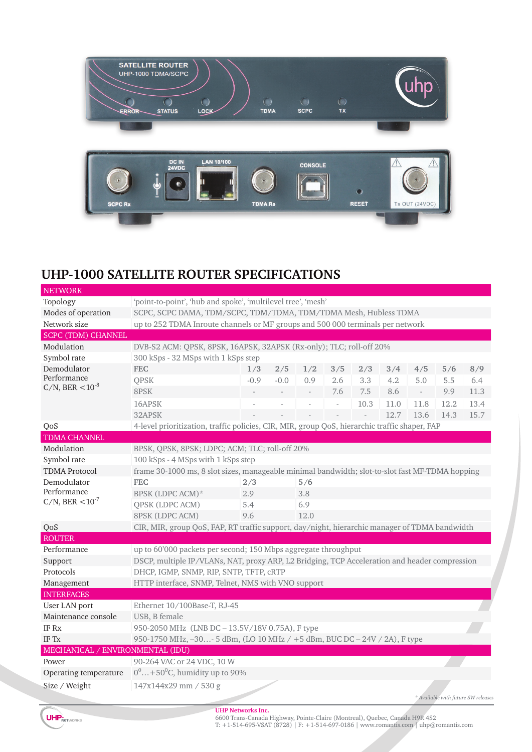# UHP-1000 SATELLITE ROUTER SPECIFICATIONS

| | | | | | | | | | | |
|---|---|---|---|---|---|---|---|---|---|---|
| **NETWORK** | | | | | | | | | | |
| Topology | 'point-to-point', 'hub and spoke', 'multilevel tree', 'mesh' | | | | | | | | | |
| Modes of operation | SCPC, SCPC DAMA, TDM/SCPC, TDM/TDMA, TDM/TDMA Mesh, Hubless TDMA | | | | | | | | | |
| Network size | up to 252 TDMA Inroute channels or MF groups and 500 000 terminals per network | | | | | | | | | |
| **SCPC (TDM) CHANNEL** | | | | | | | | | | |
| Modulation | DVB-S2 ACM: QPSK, 8PSK, 16APSK, 32APSK (Rx-only); TLC; roll-off 20% | | | | | | | | | |
| Symbol rate | 300 kSps - 32 MSps with 1 kSps step | | | | | | | | | |
| Demodulator Performance C/N, BER $<10^{-8}$ | FEC | 1/3 | 2/5 | 1/2 | 3/5 | 2/3 | 3/4 | 4/5 | 5/6 | 8/9 |
| | QPSK | -0.9 | -0.0 | 0.9 | 2.6 | 3.3 | 4.2 | 5.0 | 5.5 | 6.4 |
| | 8PSK | - | - | - | 7.6 | 7.5 | 8.6 | - | 9.9 | 11.3 |
| | 16APSK | - | - | - | - | 10.3 | 11.0 | 11.8 | 12.2 | 13.4 |
| | 32APSK | - | - | - | - | - | 12.7 | 13.6 | 14.3 | 15.7 |
| QoS | 4-level prioritization, traffic policies, CIR, MIR, group QoS, hierarchic traffic shaper, FAP | | | | | | | | | |
| **TDMA CHANNEL** | | | | | | | | | | |
| Modulation | BPSK, QPSK, 8PSK; LDPC; ACM; TLC; roll-off 20% | | | | | | | | | |
| Symbol rate | 100 kSps - 4 MSps with 1 kSps step | | | | | | | | | |
| TDMA Protocol | frame 30-1000 ms, 8 slot sizes, manageable minimal bandwidth; slot-to-slot fast MF-TDMA hopping | | | | | | | | | |
| Demodulator Performance C/N, BER $<10^{-7}$ | FEC | 2/3 | 5/6 | | | | | | | |
| | BPSK (LDPC ACM)* | 2.9 | 3.8 | | | | | | | |
| | QPSK (LDPC ACM) | 5.4 | 6.9 | | | | | | | |
| | 8PSK (LDPC ACM) | 9.6 | 12.0 | | | | | | | |
| QoS | CIR, MIR, group QoS, FAP, RT traffic support, day/night, hierarchic manager of TDMA bandwidth | | | | | | | | | |
| **ROUTER** | | | | | | | | | | |
| Performance | up to 60'000 packets per second; 150 Mbps aggregate throughput | | | | | | | | | |
| Support | DSCP, multiple IP/VLANs, NAT, proxy ARP, L2 Bridging, TCP Acceleration and header compression | | | | | | | | | |
| Protocols | DHCP, IGMP, SNMP, RIP, SNTP, TFTP, cRTP | | | | | | | | | |
| Management | HTTP interface, SNMP, Telnet, NMS with VNO support | | | | | | | | | |
| **INTERFACES** | | | | | | | | | | |
| User LAN port | Ethernet 10/100Base-T, RJ-45 | | | | | | | | | |
| Maintenance console | USB, B female | | | | | | | | | |
| IF Rx | 950-2050 MHz (LNB DC – 13.5V/18V 0.75A), F type | | | | | | | | | |
| IF Tx | 950-1750 MHz, –30…- 5 dBm, (LO 10 MHz / +5 dBm, BUC DC – 24V / 2A), F type | | | | | | | | | |
| **MECHANICAL / ENVIRONMENTAL (IDU)** | | | | | | | | | | |
| Power | 90-264 VAC or 24 VDC, 10 W | | | | | | | | | |
| Operating temperature | $0^0…+50^0$C, humidity up to 90% | | | | | | | | | |
| Size / Weight | 147x144x29 mm / 530 g | | | | | | | | | |

*\* Available with future SW releases*

**UHP Networks Inc.**
6600 Trans-Canada Highway, Pointe-Claire (Montreal), Quebec, Canada H9R 4S2
T: +1-514-695-VSAT (8728) | F: +1-514-697-0186 | www.romantis.com | uhp@romantis.com